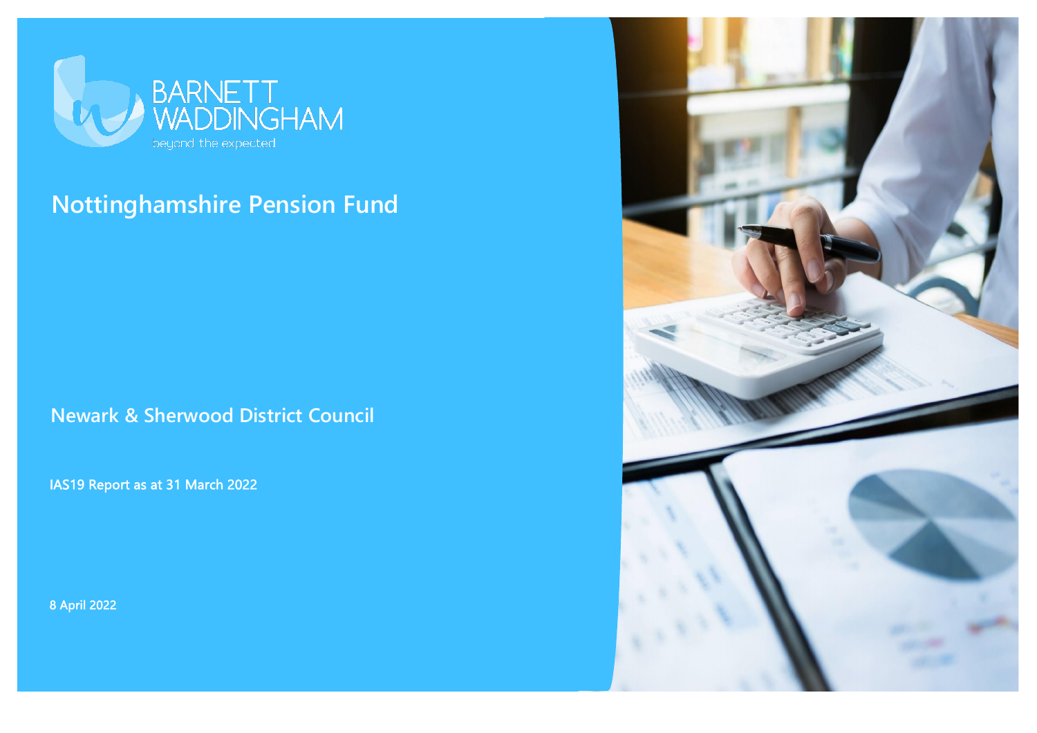BARNETT WADDINGHAM

beyond the expected

# Nottinghamshire Pension Fund

## Newark & Sherwood District Council

IAS19 Report as at 31 March 2022

8 April 2022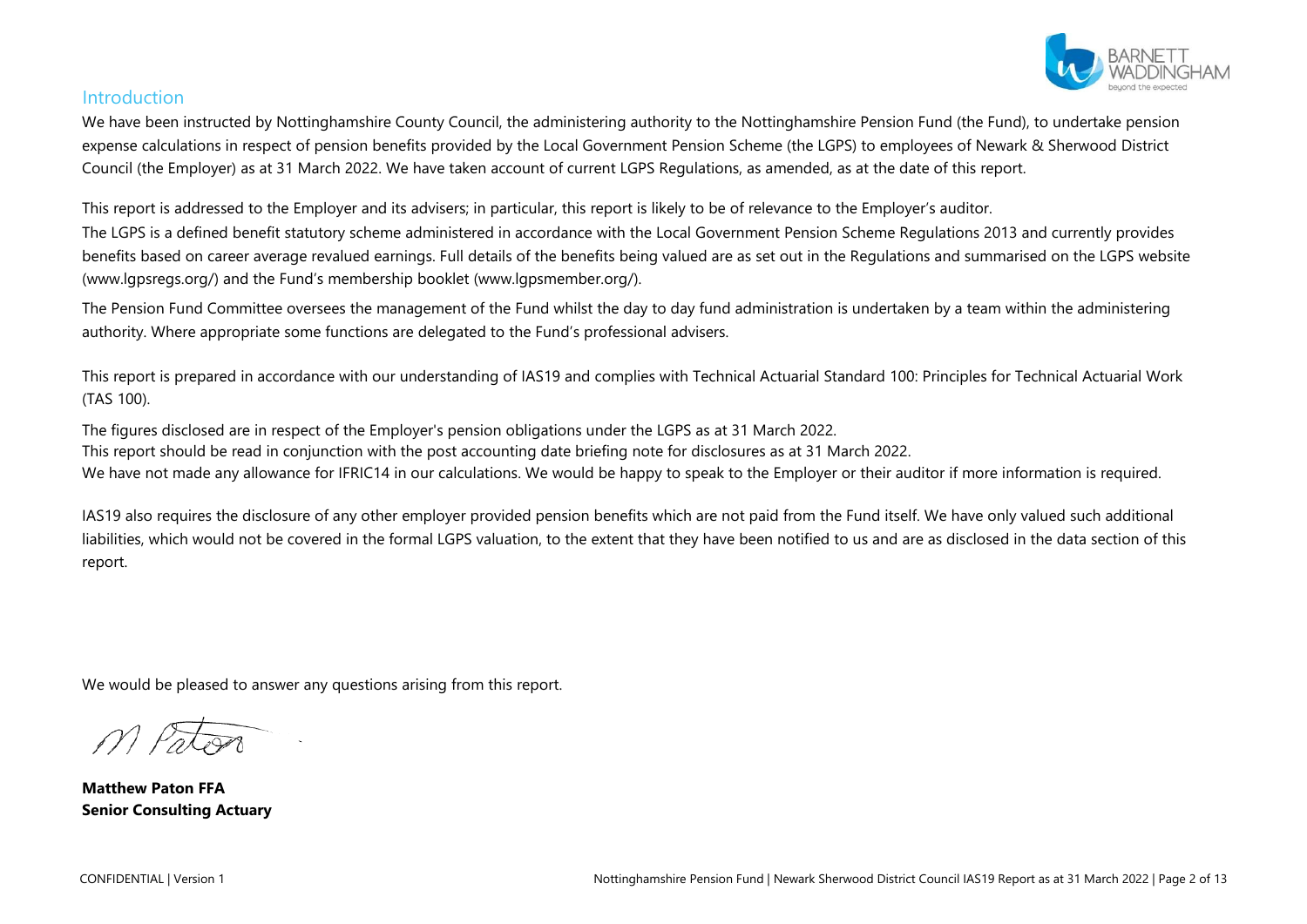## Introduction

We have been instructed by Nottinghamshire County Council, the administering authority to the Nottinghamshire Pension Fund (the Fund), to undertake pension expense calculations in respect of pension benefits provided by the Local Government Pension Scheme (the LGPS) to employees of Newark & Sherwood District Council (the Employer) as at 31 March 2022. We have taken account of current LGPS Regulations, as amended, as at the date of this report.

This report is addressed to the Employer and its advisers; in particular, this report is likely to be of relevance to the Employer's auditor.

The LGPS is a defined benefit statutory scheme administered in accordance with the Local Government Pension Scheme Regulations 2013 and currently provides benefits based on career average revalued earnings. Full details of the benefits being valued are as set out in the Regulations and summarised on the LGPS website (www.lgpsregs.org/) and the Fund's membership booklet (www.lgpsmember.org/).

The Pension Fund Committee oversees the management of the Fund whilst the day to day fund administration is undertaken by a team within the administering authority. Where appropriate some functions are delegated to the Fund's professional advisers.

This report is prepared in accordance with our understanding of IAS19 and complies with Technical Actuarial Standard 100: Principles for Technical Actuarial Work (TAS 100).

The figures disclosed are in respect of the Employer's pension obligations under the LGPS as at 31 March 2022.

This report should be read in conjunction with the post accounting date briefing note for disclosures as at 31 March 2022.

We have not made any allowance for IFRIC14 in our calculations. We would be happy to speak to the Employer or their auditor if more information is required.

IAS19 also requires the disclosure of any other employer provided pension benefits which are not paid from the Fund itself. We have only valued such additional liabilities, which would not be covered in the formal LGPS valuation, to the extent that they have been notified to us and are as disclosed in the data section of this report.

We would be pleased to answer any questions arising from this report.

M Paton

**Matthew Paton FFA**
**Senior Consulting Actuary**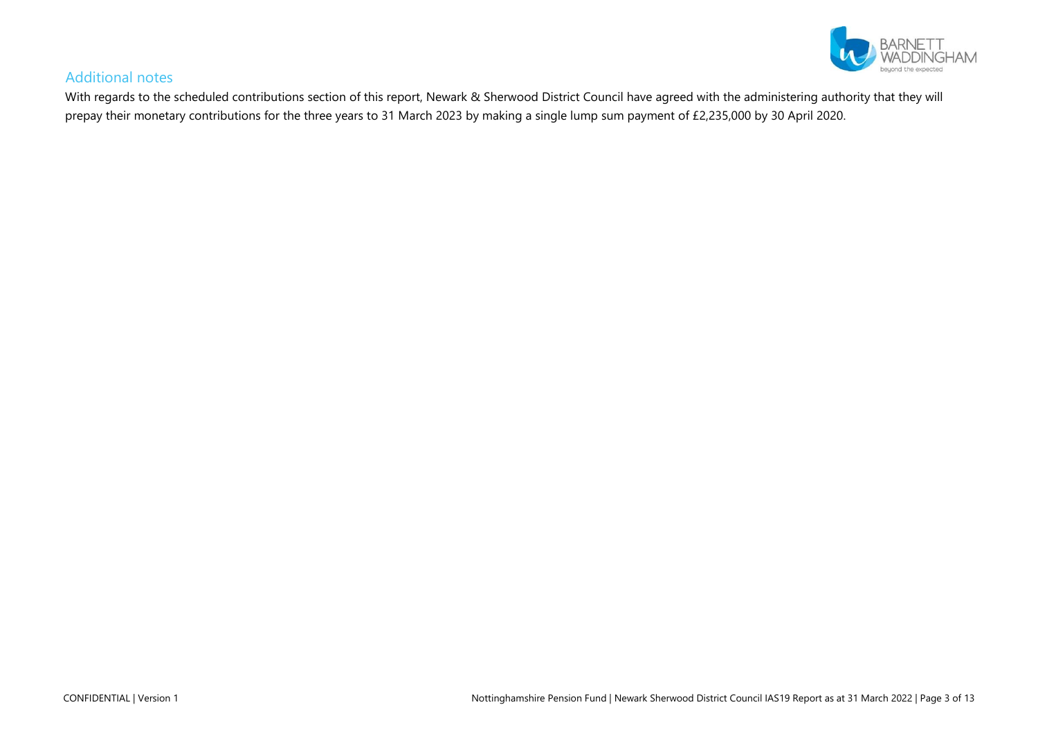## Additional notes

With regards to the scheduled contributions section of this report, Newark & Sherwood District Council have agreed with the administering authority that they will prepay their monetary contributions for the three years to 31 March 2023 by making a single lump sum payment of £2,235,000 by 30 April 2020.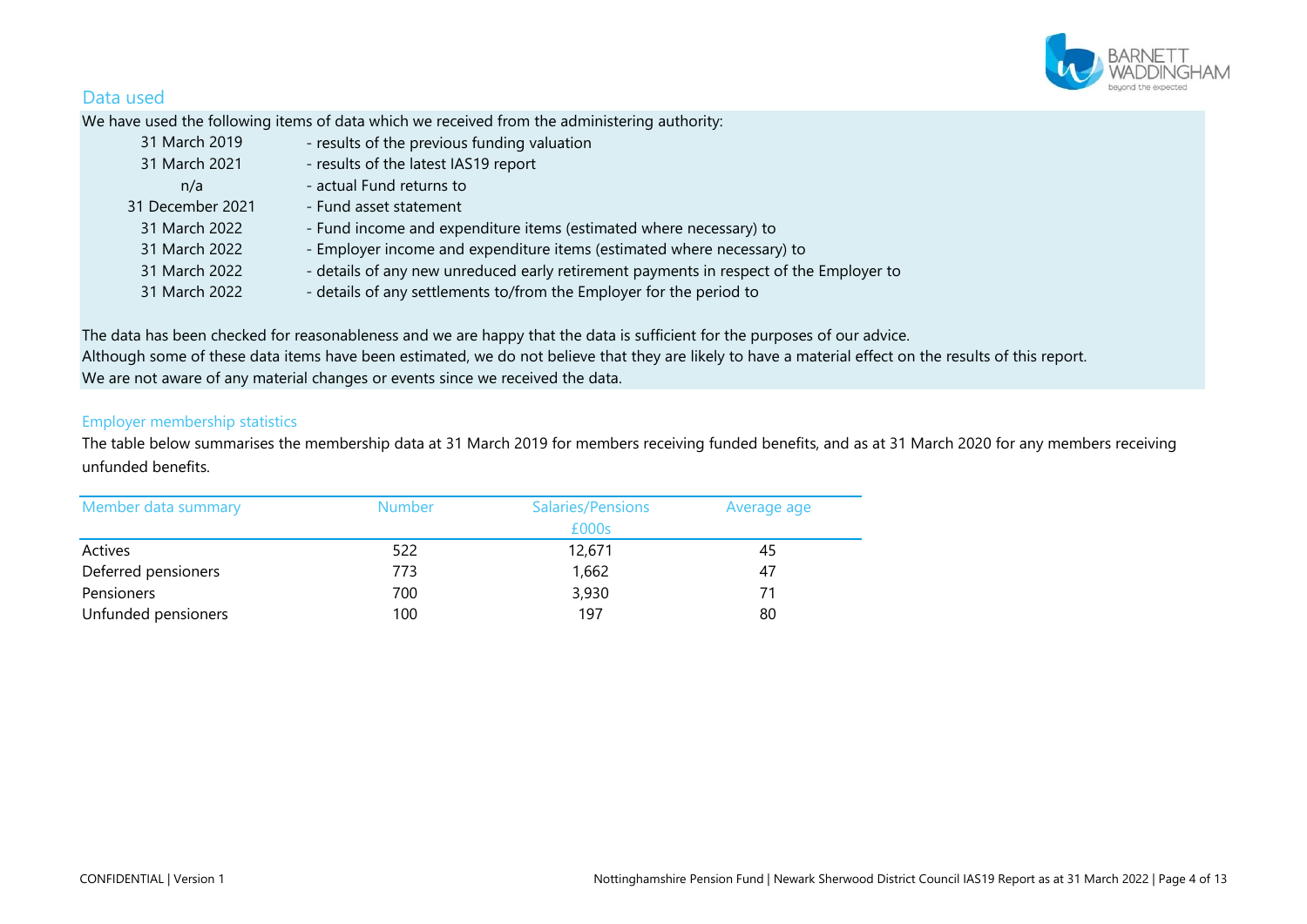## Data used

We have used the following items of data which we received from the administering authority:

| | |
|---|---|
| 31 March 2019 | - results of the previous funding valuation |
| 31 March 2021 | - results of the latest IAS19 report |
| n/a | - actual Fund returns to |
| 31 December 2021 | - Fund asset statement |
| 31 March 2022 | - Fund income and expenditure items (estimated where necessary) to |
| 31 March 2022 | - Employer income and expenditure items (estimated where necessary) to |
| 31 March 2022 | - details of any new unreduced early retirement payments in respect of the Employer to |
| 31 March 2022 | - details of any settlements to/from the Employer for the period to |

The data has been checked for reasonableness and we are happy that the data is sufficient for the purposes of our advice.
Although some of these data items have been estimated, we do not believe that they are likely to have a material effect on the results of this report.
We are not aware of any material changes or events since we received the data.

### Employer membership statistics

The table below summarises the membership data at 31 March 2019 for members receiving funded benefits, and as at 31 March 2020 for any members receiving unfunded benefits.

| Member data summary | Number | Salaries/Pensions £000s | Average age |
|---|---|---|---|
| Actives | 522 | 12,671 | 45 |
| Deferred pensioners | 773 | 1,662 | 47 |
| Pensioners | 700 | 3,930 | 71 |
| Unfunded pensioners | 100 | 197 | 80 |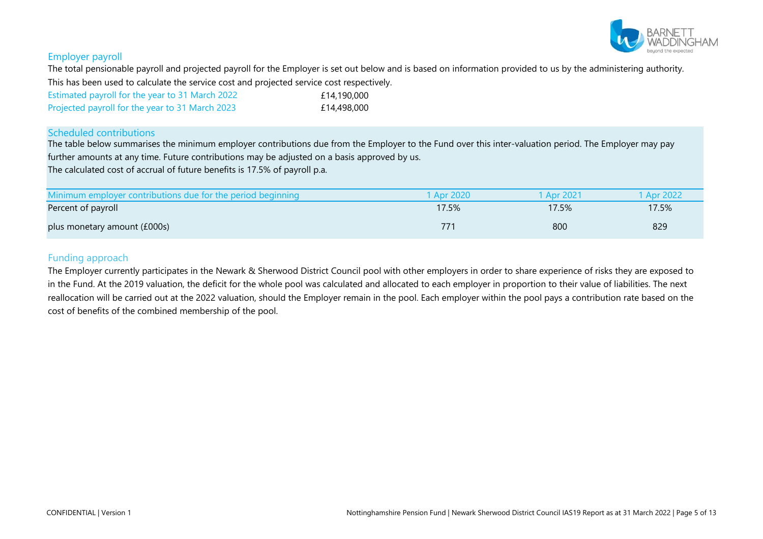## Employer payroll

The total pensionable payroll and projected payroll for the Employer is set out below and is based on information provided to us by the administering authority. This has been used to calculate the service cost and projected service cost respectively.

| | |
|---|---|
| Estimated payroll for the year to 31 March 2022 | £14,190,000 |
| Projected payroll for the year to 31 March 2023 | £14,498,000 |

## Scheduled contributions

The table below summarises the minimum employer contributions due from the Employer to the Fund over this inter-valuation period. The Employer may pay further amounts at any time. Future contributions may be adjusted on a basis approved by us.

The calculated cost of accrual of future benefits is 17.5% of payroll p.a.

| Minimum employer contributions due for the period beginning | 1 Apr 2020 | 1 Apr 2021 | 1 Apr 2022 |
|---|---|---|---|
| Percent of payroll | 17.5% | 17.5% | 17.5% |
| plus monetary amount (£000s) | 771 | 800 | 829 |

## Funding approach

The Employer currently participates in the Newark & Sherwood District Council pool with other employers in order to share experience of risks they are exposed to in the Fund. At the 2019 valuation, the deficit for the whole pool was calculated and allocated to each employer in proportion to their value of liabilities. The next reallocation will be carried out at the 2022 valuation, should the Employer remain in the pool. Each employer within the pool pays a contribution rate based on the cost of benefits of the combined membership of the pool.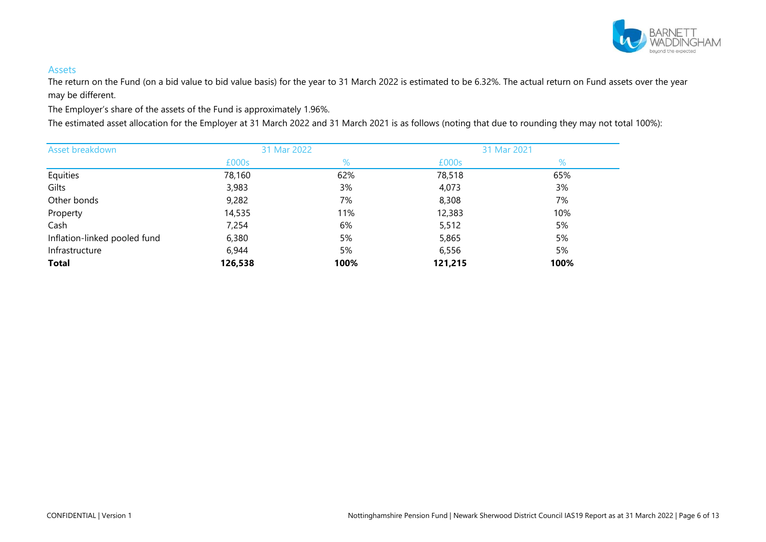## Assets

The return on the Fund (on a bid value to bid value basis) for the year to 31 March 2022 is estimated to be 6.32%. The actual return on Fund assets over the year may be different.

The Employer's share of the assets of the Fund is approximately 1.96%.

The estimated asset allocation for the Employer at 31 March 2022 and 31 March 2021 is as follows (noting that due to rounding they may not total 100%):

| Asset breakdown | 31 Mar 2022 | | 31 Mar 2021 | |
|---|---|---|---|---|
| | £000s | % | £000s | % |
| Equities | 78,160 | 62% | 78,518 | 65% |
| Gilts | 3,983 | 3% | 4,073 | 3% |
| Other bonds | 9,282 | 7% | 8,308 | 7% |
| Property | 14,535 | 11% | 12,383 | 10% |
| Cash | 7,254 | 6% | 5,512 | 5% |
| Inflation-linked pooled fund | 6,380 | 5% | 5,865 | 5% |
| Infrastructure | 6,944 | 5% | 6,556 | 5% |
| **Total** | **126,538** | **100%** | **121,215** | **100%** |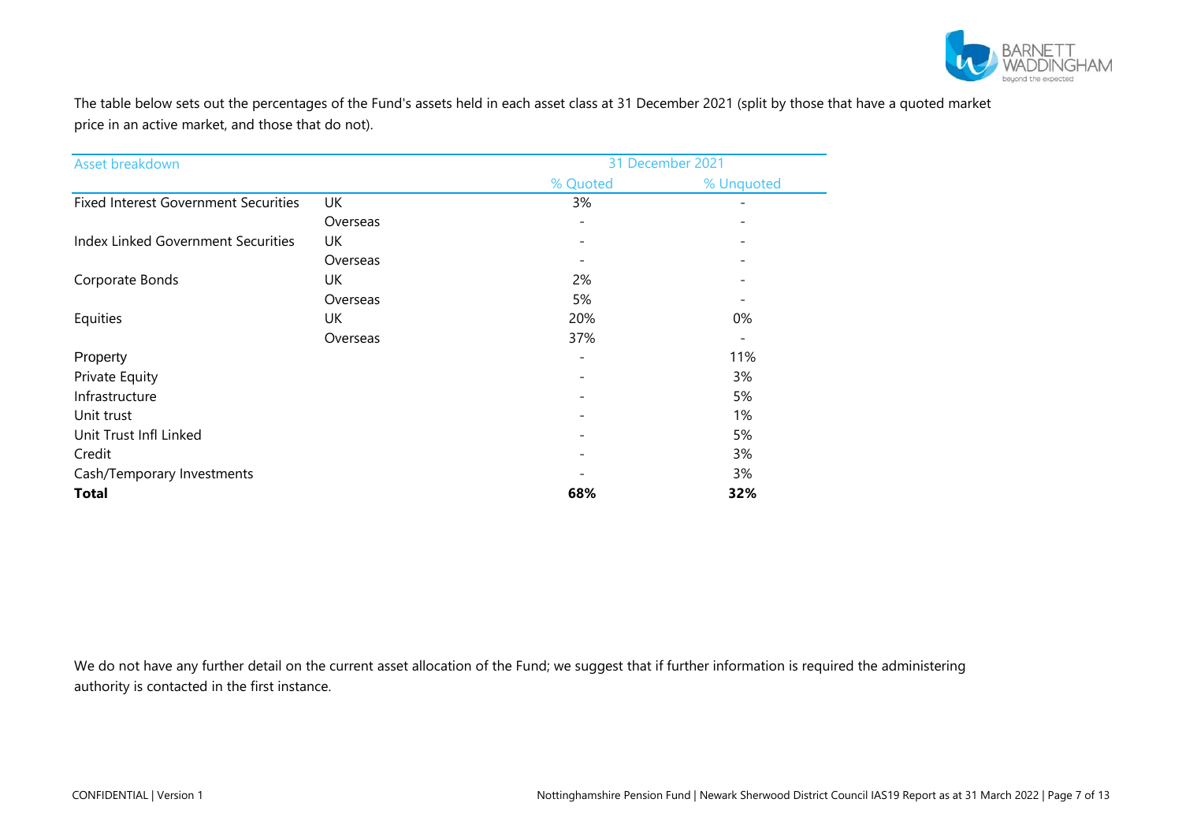The table below sets out the percentages of the Fund's assets held in each asset class at 31 December 2021 (split by those that have a quoted market price in an active market, and those that do not).

| Asset breakdown | | 31 December 2021 | |
|---|---|---|---|
| | | % Quoted | % Unquoted |
| Fixed Interest Government Securities | UK | 3% | - |
| | Overseas | - | - |
| Index Linked Government Securities | UK | - | - |
| | Overseas | - | - |
| Corporate Bonds | UK | 2% | - |
| | Overseas | 5% | - |
| Equities | UK | 20% | 0% |
| | Overseas | 37% | - |
| Property | | - | 11% |
| Private Equity | | - | 3% |
| Infrastructure | | - | 5% |
| Unit trust | | - | 1% |
| Unit Trust Infl Linked | | - | 5% |
| Credit | | - | 3% |
| Cash/Temporary Investments | | - | 3% |
| **Total** | | **68%** | **32%** |

We do not have any further detail on the current asset allocation of the Fund; we suggest that if further information is required the administering authority is contacted in the first instance.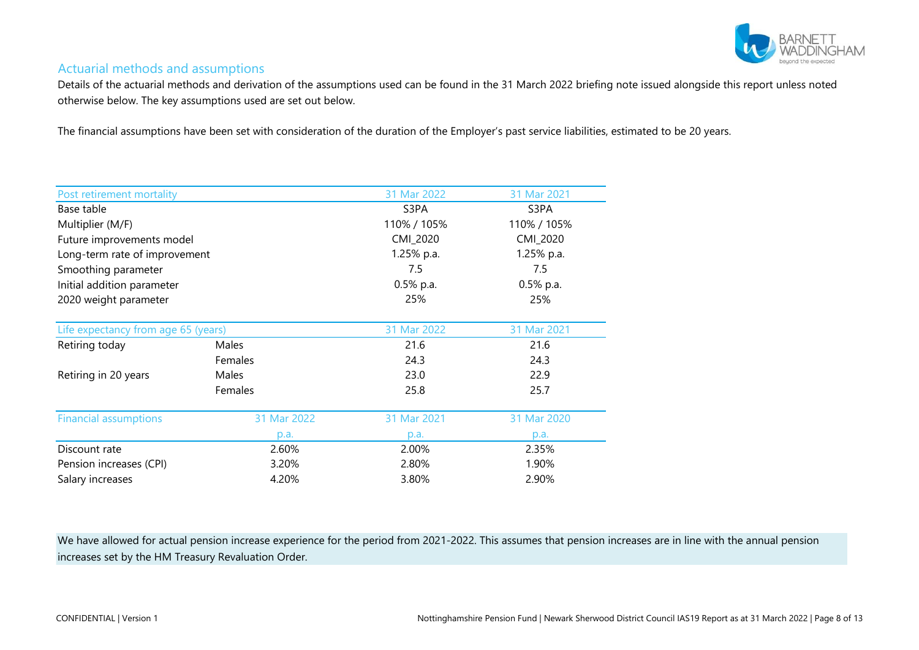## Actuarial methods and assumptions

Details of the actuarial methods and derivation of the assumptions used can be found in the 31 March 2022 briefing note issued alongside this report unless noted otherwise below. The key assumptions used are set out below.

The financial assumptions have been set with consideration of the duration of the Employer's past service liabilities, estimated to be 20 years.

| Post retirement mortality | 31 Mar 2022 | 31 Mar 2021 |
|---|---|---|
| Base table | S3PA | S3PA |
| Multiplier (M/F) | 110% / 105% | 110% / 105% |
| Future improvements model | CMI_2020 | CMI_2020 |
| Long-term rate of improvement | 1.25% p.a. | 1.25% p.a. |
| Smoothing parameter | 7.5 | 7.5 |
| Initial addition parameter | 0.5% p.a. | 0.5% p.a. |
| 2020 weight parameter | 25% | 25% |

| Life expectancy from age 65 (years) | | 31 Mar 2022 | 31 Mar 2021 |
|---|---|---|---|
| Retiring today | Males | 21.6 | 21.6 |
| | Females | 24.3 | 24.3 |
| Retiring in 20 years | Males | 23.0 | 22.9 |
| | Females | 25.8 | 25.7 |

| Financial assumptions | 31 Mar 2022 p.a. | 31 Mar 2021 p.a. | 31 Mar 2020 p.a. |
|---|---|---|---|
| Discount rate | 2.60% | 2.00% | 2.35% |
| Pension increases (CPI) | 3.20% | 2.80% | 1.90% |
| Salary increases | 4.20% | 3.80% | 2.90% |

We have allowed for actual pension increase experience for the period from 2021-2022. This assumes that pension increases are in line with the annual pension increases set by the HM Treasury Revaluation Order.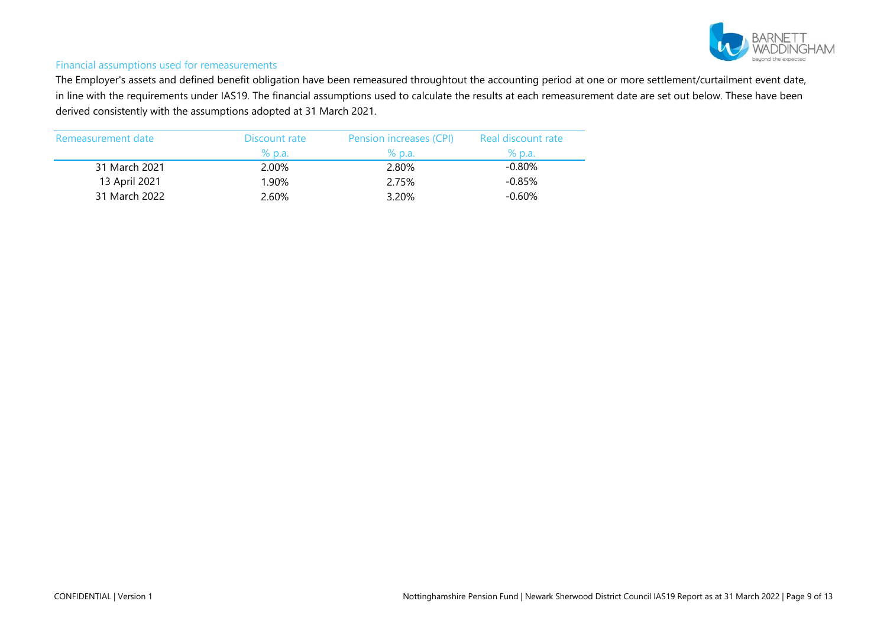## Financial assumptions used for remeasurements

The Employer's assets and defined benefit obligation have been remeasured throughtout the accounting period at one or more settlement/curtailment event date, in line with the requirements under IAS19. The financial assumptions used to calculate the results at each remeasurement date are set out below. These have been derived consistently with the assumptions adopted at 31 March 2021.

| Remeasurement date | Discount rate | Pension increases (CPI) | Real discount rate |
|---|---|---|---|
| | % p.a. | % p.a. | % p.a. |
| 31 March 2021 | 2.00% | 2.80% | -0.80% |
| 13 April 2021 | 1.90% | 2.75% | -0.85% |
| 31 March 2022 | 2.60% | 3.20% | -0.60% |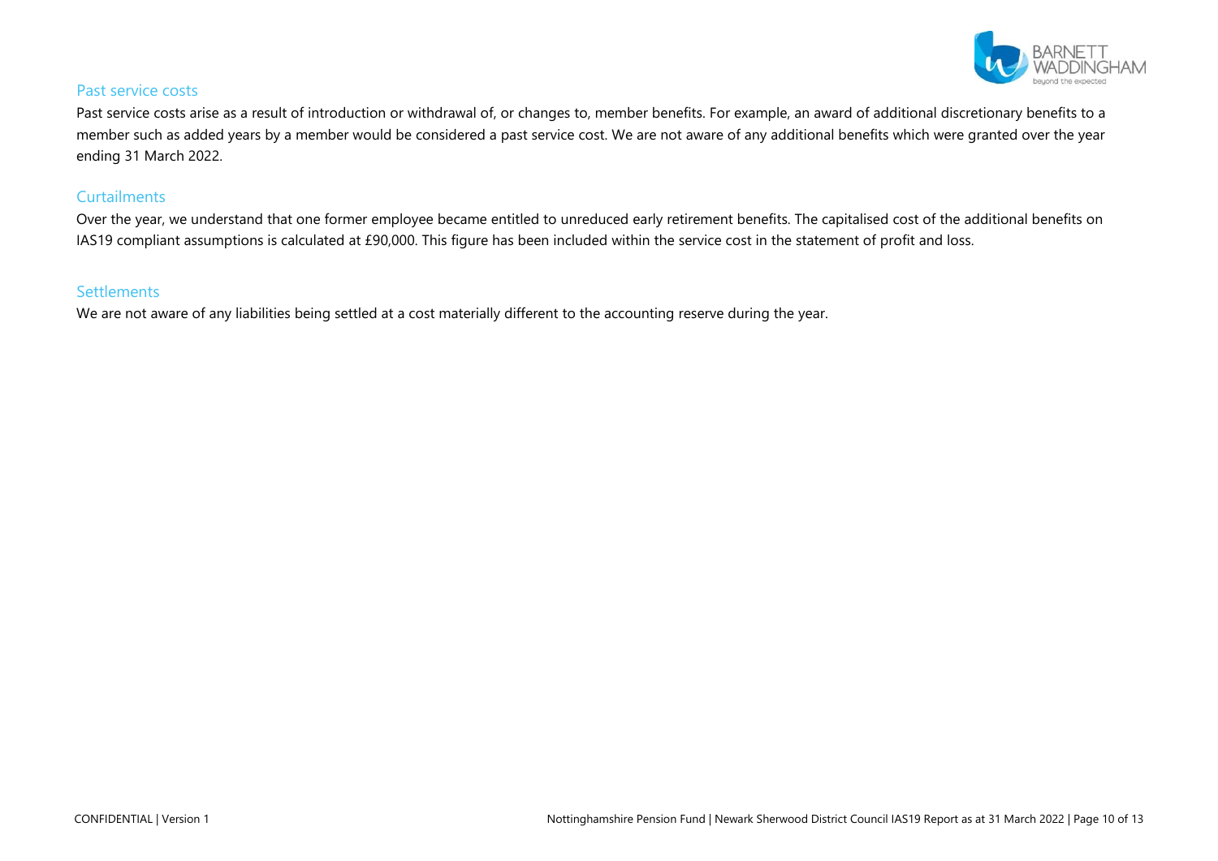## Past service costs

Past service costs arise as a result of introduction or withdrawal of, or changes to, member benefits. For example, an award of additional discretionary benefits to a member such as added years by a member would be considered a past service cost. We are not aware of any additional benefits which were granted over the year ending 31 March 2022.

## Curtailments

Over the year, we understand that one former employee became entitled to unreduced early retirement benefits. The capitalised cost of the additional benefits on IAS19 compliant assumptions is calculated at £90,000. This figure has been included within the service cost in the statement of profit and loss.

## Settlements

We are not aware of any liabilities being settled at a cost materially different to the accounting reserve during the year.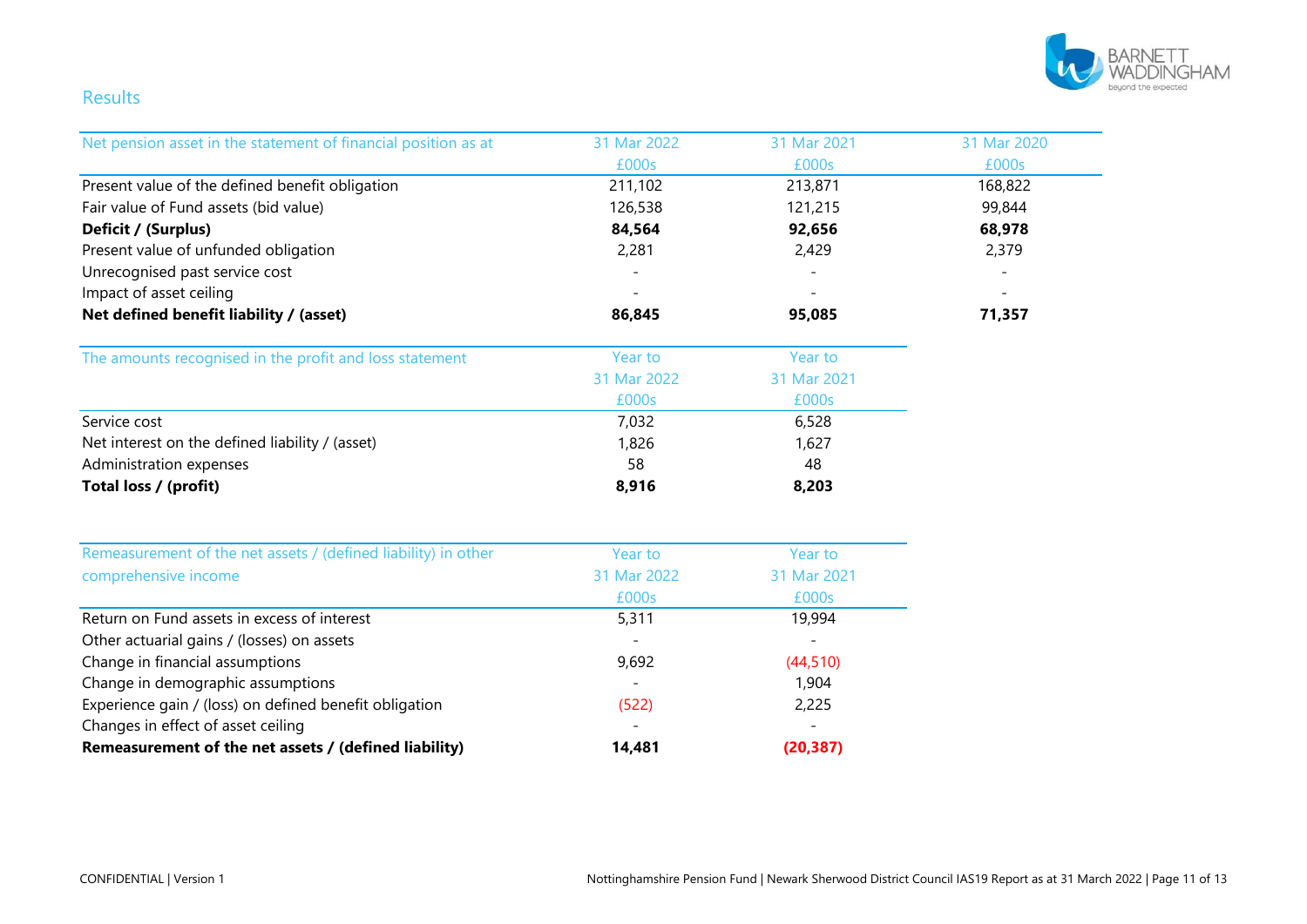## Results

| Net pension asset in the statement of financial position as at | 31 Mar 2022 | 31 Mar 2021 | 31 Mar 2020 |
|---|---|---|---|
| | £000s | £000s | £000s |
| Present value of the defined benefit obligation | 211,102 | 213,871 | 168,822 |
| Fair value of Fund assets (bid value) | 126,538 | 121,215 | 99,844 |
| **Deficit / (Surplus)** | **84,564** | **92,656** | **68,978** |
| Present value of unfunded obligation | 2,281 | 2,429 | 2,379 |
| Unrecognised past service cost | - | - | - |
| Impact of asset ceiling | - | - | - |
| **Net defined benefit liability / (asset)** | **86,845** | **95,085** | **71,357** |

| The amounts recognised in the profit and loss statement | Year to 31 Mar 2022 | Year to 31 Mar 2021 |
|---|---|---|
| | £000s | £000s |
| Service cost | 7,032 | 6,528 |
| Net interest on the defined liability / (asset) | 1,826 | 1,627 |
| Administration expenses | 58 | 48 |
| **Total loss / (profit)** | **8,916** | **8,203** |

| Remeasurement of the net assets / (defined liability) in other comprehensive income | Year to 31 Mar 2022 | Year to 31 Mar 2021 |
|---|---|---|
| | £000s | £000s |
| Return on Fund assets in excess of interest | 5,311 | 19,994 |
| Other actuarial gains / (losses) on assets | - | - |
| Change in financial assumptions | 9,692 | (44,510) |
| Change in demographic assumptions | - | 1,904 |
| Experience gain / (loss) on defined benefit obligation | (522) | 2,225 |
| Changes in effect of asset ceiling | - | - |
| **Remeasurement of the net assets / (defined liability)** | **14,481** | **(20,387)** |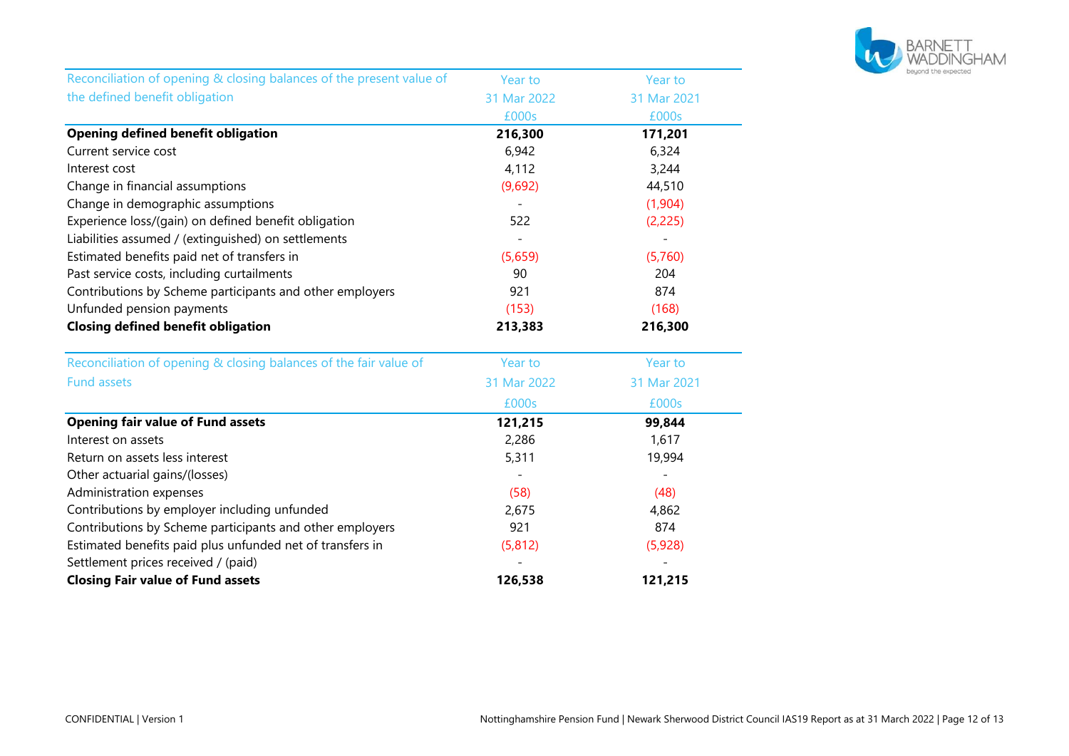| Reconciliation of opening & closing balances of the present value of the defined benefit obligation | Year to 31 Mar 2022 £000s | Year to 31 Mar 2021 £000s |
|---|---|---|
| **Opening defined benefit obligation** | **216,300** | **171,201** |
| Current service cost | 6,942 | 6,324 |
| Interest cost | 4,112 | 3,244 |
| Change in financial assumptions | (9,692) | 44,510 |
| Change in demographic assumptions | - | (1,904) |
| Experience loss/(gain) on defined benefit obligation | 522 | (2,225) |
| Liabilities assumed / (extinguished) on settlements | - | - |
| Estimated benefits paid net of transfers in | (5,659) | (5,760) |
| Past service costs, including curtailments | 90 | 204 |
| Contributions by Scheme participants and other employers | 921 | 874 |
| Unfunded pension payments | (153) | (168) |
| **Closing defined benefit obligation** | **213,383** | **216,300** |

| Reconciliation of opening & closing balances of the fair value of Fund assets | Year to 31 Mar 2022 £000s | Year to 31 Mar 2021 £000s |
|---|---|---|
| **Opening fair value of Fund assets** | **121,215** | **99,844** |
| Interest on assets | 2,286 | 1,617 |
| Return on assets less interest | 5,311 | 19,994 |
| Other actuarial gains/(losses) | - | - |
| Administration expenses | (58) | (48) |
| Contributions by employer including unfunded | 2,675 | 4,862 |
| Contributions by Scheme participants and other employers | 921 | 874 |
| Estimated benefits paid plus unfunded net of transfers in | (5,812) | (5,928) |
| Settlement prices received / (paid) | - | - |
| **Closing Fair value of Fund assets** | **126,538** | **121,215** |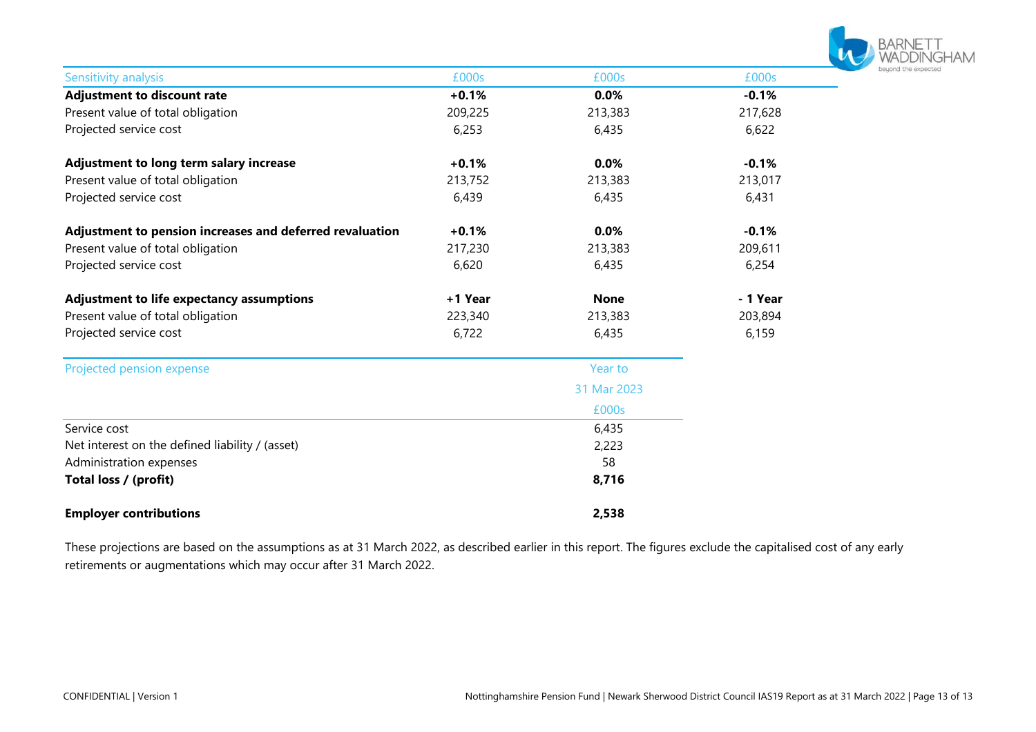| Sensitivity analysis | £000s | £000s | £000s |
|---|---|---|---|
| **Adjustment to discount rate** | **+0.1%** | **0.0%** | **-0.1%** |
| Present value of total obligation | 209,225 | 213,383 | 217,628 |
| Projected service cost | 6,253 | 6,435 | 6,622 |
| **Adjustment to long term salary increase** | **+0.1%** | **0.0%** | **-0.1%** |
| Present value of total obligation | 213,752 | 213,383 | 213,017 |
| Projected service cost | 6,439 | 6,435 | 6,431 |
| **Adjustment to pension increases and deferred revaluation** | **+0.1%** | **0.0%** | **-0.1%** |
| Present value of total obligation | 217,230 | 213,383 | 209,611 |
| Projected service cost | 6,620 | 6,435 | 6,254 |
| **Adjustment to life expectancy assumptions** | **+1 Year** | **None** | **- 1 Year** |
| Present value of total obligation | 223,340 | 213,383 | 203,894 |
| Projected service cost | 6,722 | 6,435 | 6,159 |

| Projected pension expense | Year to 31 Mar 2023 £000s |
|---|---|
| Service cost | 6,435 |
| Net interest on the defined liability / (asset) | 2,223 |
| Administration expenses | 58 |
| **Total loss / (profit)** | **8,716** |
| **Employer contributions** | **2,538** |

These projections are based on the assumptions as at 31 March 2022, as described earlier in this report. The figures exclude the capitalised cost of any early retirements or augmentations which may occur after 31 March 2022.